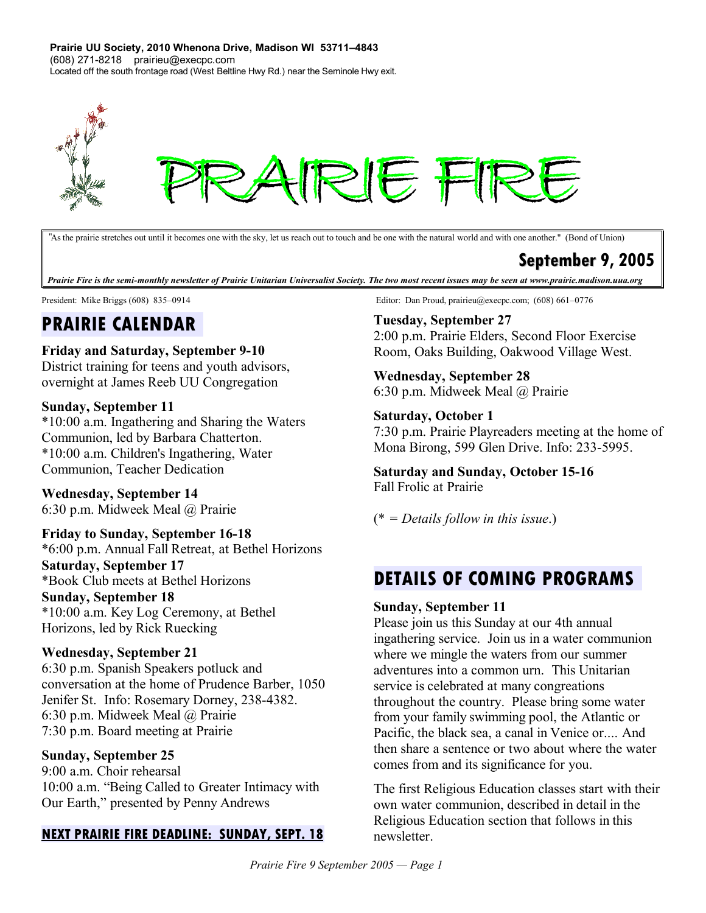**Prairie UU Society, 2010 Whenona Drive, Madison WI 53711–4843**
(608) 271-8218 prairieu@execpc.com
Located off the south frontage road (West Beltline Hwy Rd.) near the Seminole Hwy exit.

# PRAIRIE FIRE

"As the prairie stretches out until it becomes one with the sky, let us reach out to touch and be one with the natural world and with one another." (Bond of Union)

**September 9, 2005**

*Prairie Fire is the semi-monthly newsletter of Prairie Unitarian Universalist Society. The two most recent issues may be seen at www.prairie.madison.uua.org*

President: Mike Briggs (608) 835–0914

Editor: Dan Proud, prairieu@execpc.com; (608) 661–0776

## PRAIRIE CALENDAR

**Friday and Saturday, September 9-10**
District training for teens and youth advisors, overnight at James Reeb UU Congregation

**Sunday, September 11**
*10:00 a.m. Ingathering and Sharing the Waters Communion, led by Barbara Chatterton.
*10:00 a.m. Children's Ingathering, Water Communion, Teacher Dedication

**Wednesday, September 14**
6:30 p.m. Midweek Meal @ Prairie

**Friday to Sunday, September 16-18**
*6:00 p.m. Annual Fall Retreat, at Bethel Horizons

**Saturday, September 17**
*Book Club meets at Bethel Horizons

**Sunday, September 18**
*10:00 a.m. Key Log Ceremony, at Bethel Horizons, led by Rick Ruecking

**Wednesday, September 21**
6:30 p.m. Spanish Speakers potluck and conversation at the home of Prudence Barber, 1050 Jenifer St. Info: Rosemary Dorney, 238-4382.
6:30 p.m. Midweek Meal @ Prairie
7:30 p.m. Board meeting at Prairie

**Sunday, September 25**
9:00 a.m. Choir rehearsal
10:00 a.m. "Being Called to Greater Intimacy with Our Earth," presented by Penny Andrews

**NEXT PRAIRIE FIRE DEADLINE: SUNDAY, SEPT. 18**

**Tuesday, September 27**
2:00 p.m. Prairie Elders, Second Floor Exercise Room, Oaks Building, Oakwood Village West.

**Wednesday, September 28**
6:30 p.m. Midweek Meal @ Prairie

**Saturday, October 1**
7:30 p.m. Prairie Playreaders meeting at the home of Mona Birong, 599 Glen Drive. Info: 233-5995.

**Saturday and Sunday, October 15-16**
Fall Frolic at Prairie

(* = *Details follow in this issue*.)

## DETAILS OF COMING PROGRAMS

**Sunday, September 11**
Please join us this Sunday at our 4th annual ingathering service. Join us in a water communion where we mingle the waters from our summer adventures into a common urn. This Unitarian service is celebrated at many congregations throughout the country. Please bring some water from your family swimming pool, the Atlantic or Pacific, the black sea, a canal in Venice or.... And then share a sentence or two about where the water comes from and its significance for you.

The first Religious Education classes start with their own water communion, described in detail in the Religious Education section that follows in this newsletter.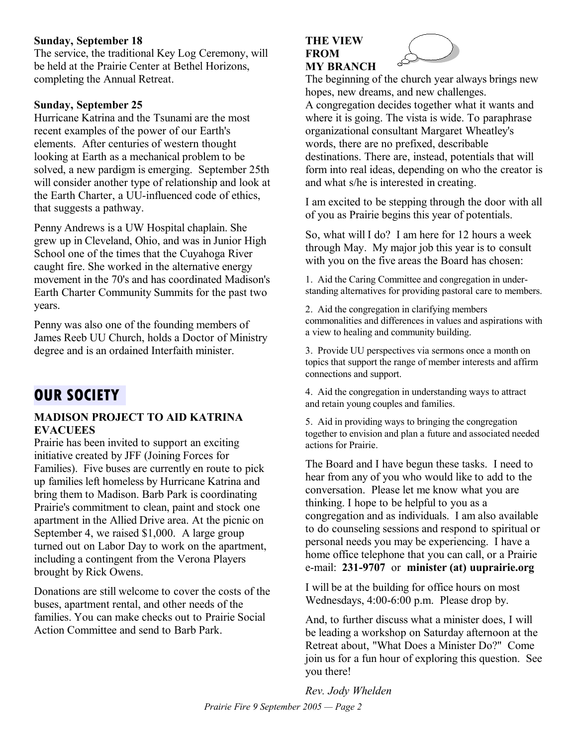**Sunday, September 18**

The service, the traditional Key Log Ceremony, will be held at the Prairie Center at Bethel Horizons, completing the Annual Retreat.

**Sunday, September 25**

Hurricane Katrina and the Tsunami are the most recent examples of the power of our Earth's elements. After centuries of western thought looking at Earth as a mechanical problem to be solved, a new pardigm is emerging. September 25th will consider another type of relationship and look at the Earth Charter, a UU-influenced code of ethics, that suggests a pathway.

Penny Andrews is a UW Hospital chaplain. She grew up in Cleveland, Ohio, and was in Junior High School one of the times that the Cuyahoga River caught fire. She worked in the alternative energy movement in the 70's and has coordinated Madison's Earth Charter Community Summits for the past two years.

Penny was also one of the founding members of James Reeb UU Church, holds a Doctor of Ministry degree and is an ordained Interfaith minister.

## OUR SOCIETY

### MADISON PROJECT TO AID KATRINA EVACUEES

Prairie has been invited to support an exciting initiative created by JFF (Joining Forces for Families). Five buses are currently en route to pick up families left homeless by Hurricane Katrina and bring them to Madison. Barb Park is coordinating Prairie's commitment to clean, paint and stock one apartment in the Allied Drive area. At the picnic on September 4, we raised $1,000. A large group turned out on Labor Day to work on the apartment, including a contingent from the Verona Players brought by Rick Owens.

Donations are still welcome to cover the costs of the buses, apartment rental, and other needs of the families. You can make checks out to Prairie Social Action Committee and send to Barb Park.

### THE VIEW FROM MY BRANCH

The beginning of the church year always brings new hopes, new dreams, and new challenges. A congregation decides together what it wants and where it is going. The vista is wide. To paraphrase organizational consultant Margaret Wheatley's words, there are no prefixed, describable destinations. There are, instead, potentials that will form into real ideas, depending on who the creator is and what s/he is interested in creating.

I am excited to be stepping through the door with all of you as Prairie begins this year of potentials.

So, what will I do? I am here for 12 hours a week through May. My major job this year is to consult with you on the five areas the Board has chosen:

1. Aid the Caring Committee and congregation in understanding alternatives for providing pastoral care to members.
2. Aid the congregation in clarifying members commonalities and differences in values and aspirations with a view to healing and community building.
3. Provide UU perspectives via sermons once a month on topics that support the range of member interests and affirm connections and support.
4. Aid the congregation in understanding ways to attract and retain young couples and families.
5. Aid in providing ways to bringing the congregation together to envision and plan a future and associated needed actions for Prairie.

The Board and I have begun these tasks. I need to hear from any of you who would like to add to the conversation. Please let me know what you are thinking. I hope to be helpful to you as a congregation and as individuals. I am also available to do counseling sessions and respond to spiritual or personal needs you may be experiencing. I have a home office telephone that you can call, or a Prairie e-mail: **231-9707** or **minister (at) uuprairie.org**

I will be at the building for office hours on most Wednesdays, 4:00-6:00 p.m. Please drop by.

And, to further discuss what a minister does, I will be leading a workshop on Saturday afternoon at the Retreat about, "What Does a Minister Do?" Come join us for a fun hour of exploring this question. See you there!

*Rev. Jody Whelden*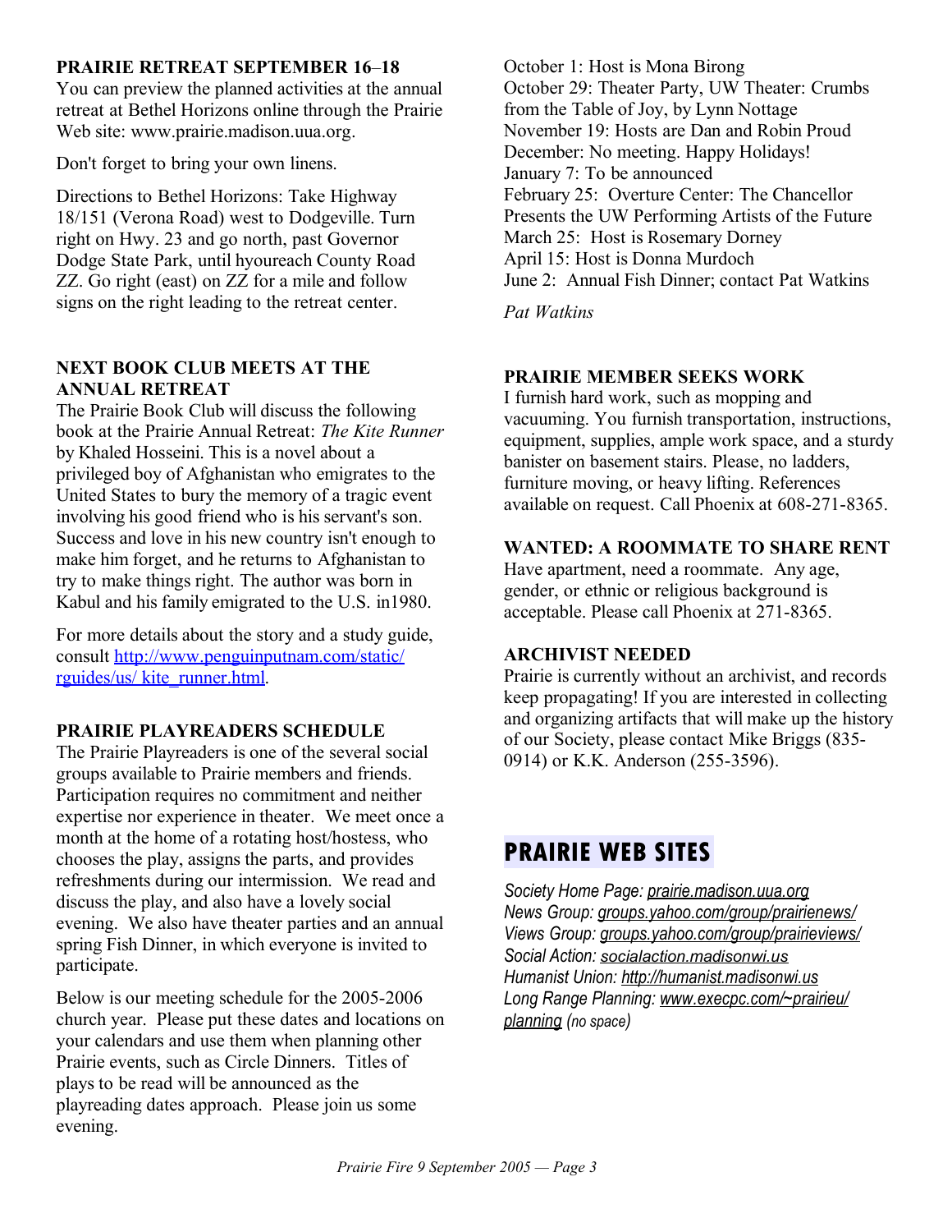**PRAIRIE RETREAT SEPTEMBER 16–18**

You can preview the planned activities at the annual retreat at Bethel Horizons online through the Prairie Web site: www.prairie.madison.uua.org.

Don't forget to bring your own linens.

Directions to Bethel Horizons: Take Highway 18/151 (Verona Road) west to Dodgeville. Turn right on Hwy. 23 and go north, past Governor Dodge State Park, until hyoureach County Road ZZ. Go right (east) on ZZ for a mile and follow signs on the right leading to the retreat center.

**NEXT BOOK CLUB MEETS AT THE ANNUAL RETREAT**

The Prairie Book Club will discuss the following book at the Prairie Annual Retreat: *The Kite Runner* by Khaled Hosseini. This is a novel about a privileged boy of Afghanistan who emigrates to the United States to bury the memory of a tragic event involving his good friend who is his servant's son. Success and love in his new country isn't enough to make him forget, and he returns to Afghanistan to try to make things right. The author was born in Kabul and his family emigrated to the U.S. in1980.

For more details about the story and a study guide, consult http://www.penguinputnam.com/static/rguides/us/ kite_runner.html.

**PRAIRIE PLAYREADERS SCHEDULE**

The Prairie Playreaders is one of the several social groups available to Prairie members and friends. Participation requires no commitment and neither expertise nor experience in theater. We meet once a month at the home of a rotating host/hostess, who chooses the play, assigns the parts, and provides refreshments during our intermission. We read and discuss the play, and also have a lovely social evening. We also have theater parties and an annual spring Fish Dinner, in which everyone is invited to participate.

Below is our meeting schedule for the 2005-2006 church year. Please put these dates and locations on your calendars and use them when planning other Prairie events, such as Circle Dinners. Titles of plays to be read will be announced as the playreading dates approach. Please join us some evening.

October 1: Host is Mona Birong
October 29: Theater Party, UW Theater: Crumbs from the Table of Joy, by Lynn Nottage
November 19: Hosts are Dan and Robin Proud
December: No meeting. Happy Holidays!
January 7: To be announced
February 25: Overture Center: The Chancellor Presents the UW Performing Artists of the Future
March 25: Host is Rosemary Dorney
April 15: Host is Donna Murdoch
June 2: Annual Fish Dinner; contact Pat Watkins

*Pat Watkins*

**PRAIRIE MEMBER SEEKS WORK**

I furnish hard work, such as mopping and vacuuming. You furnish transportation, instructions, equipment, supplies, ample work space, and a sturdy banister on basement stairs. Please, no ladders, furniture moving, or heavy lifting. References available on request. Call Phoenix at 608-271-8365.

**WANTED: A ROOMMATE TO SHARE RENT**

Have apartment, need a roommate. Any age, gender, or ethnic or religious background is acceptable. Please call Phoenix at 271-8365.

**ARCHIVIST NEEDED**

Prairie is currently without an archivist, and records keep propagating! If you are interested in collecting and organizing artifacts that will make up the history of our Society, please contact Mike Briggs (835-0914) or K.K. Anderson (255-3596).

## PRAIRIE WEB SITES

*Society Home Page: prairie.madison.uua.org*
*News Group: groups.yahoo.com/group/prairienews/*
*Views Group: groups.yahoo.com/group/prairieviews/*
*Social Action: socialaction.madisonwi.us*
*Humanist Union: http://humanist.madisonwi.us*
*Long Range Planning: www.execpc.com/~prairieu/planning (no space)*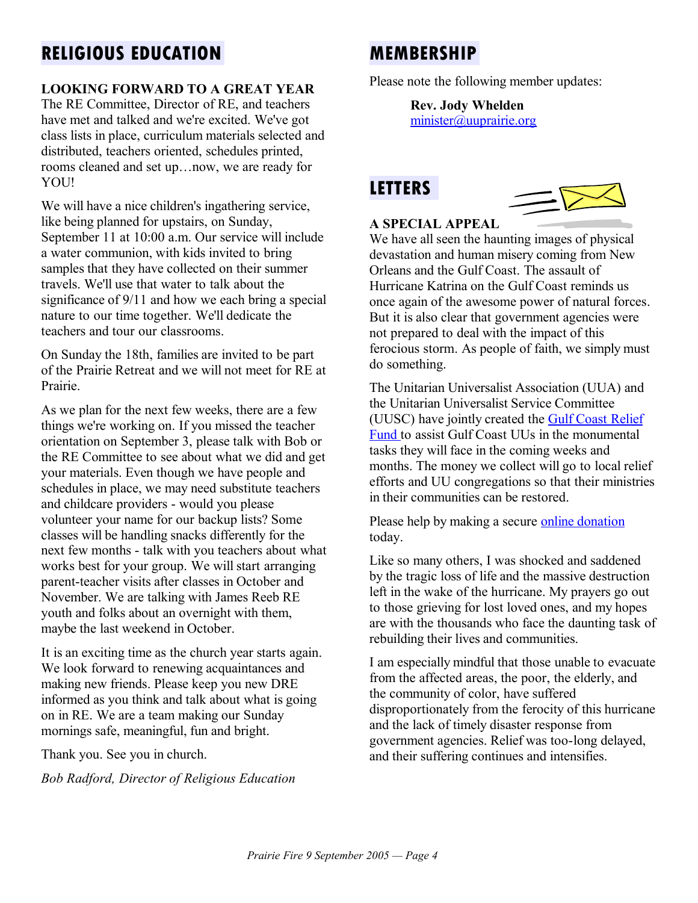## RELIGIOUS EDUCATION

**LOOKING FORWARD TO A GREAT YEAR**

The RE Committee, Director of RE, and teachers have met and talked and we're excited. We've got class lists in place, curriculum materials selected and distributed, teachers oriented, schedules printed, rooms cleaned and set up…now, we are ready for YOU!

We will have a nice children's ingathering service, like being planned for upstairs, on Sunday, September 11 at 10:00 a.m. Our service will include a water communion, with kids invited to bring samples that they have collected on their summer travels. We'll use that water to talk about the significance of 9/11 and how we each bring a special nature to our time together. We'll dedicate the teachers and tour our classrooms.

On Sunday the 18th, families are invited to be part of the Prairie Retreat and we will not meet for RE at Prairie.

As we plan for the next few weeks, there are a few things we're working on. If you missed the teacher orientation on September 3, please talk with Bob or the RE Committee to see about what we did and get your materials. Even though we have people and schedules in place, we may need substitute teachers and childcare providers - would you please volunteer your name for our backup lists? Some classes will be handling snacks differently for the next few months - talk with you teachers about what works best for your group. We will start arranging parent-teacher visits after classes in October and November. We are talking with James Reeb RE youth and folks about an overnight with them, maybe the last weekend in October.

It is an exciting time as the church year starts again. We look forward to renewing acquaintances and making new friends. Please keep you new DRE informed as you think and talk about what is going on in RE. We are a team making our Sunday mornings safe, meaningful, fun and bright.

Thank you. See you in church.

*Bob Radford, Director of Religious Education*

## MEMBERSHIP

Please note the following member updates:

> **Rev. Jody Whelden**
> minister@uuprairie.org

## LETTERS

**A SPECIAL APPEAL**

We have all seen the haunting images of physical devastation and human misery coming from New Orleans and the Gulf Coast. The assault of Hurricane Katrina on the Gulf Coast reminds us once again of the awesome power of natural forces. But it is also clear that government agencies were not prepared to deal with the impact of this ferocious storm. As people of faith, we simply must do something.

The Unitarian Universalist Association (UUA) and the Unitarian Universalist Service Committee (UUSC) have jointly created the Gulf Coast Relief Fund to assist Gulf Coast UUs in the monumental tasks they will face in the coming weeks and months. The money we collect will go to local relief efforts and UU congregations so that their ministries in their communities can be restored.

Please help by making a secure online donation today.

Like so many others, I was shocked and saddened by the tragic loss of life and the massive destruction left in the wake of the hurricane. My prayers go out to those grieving for lost loved ones, and my hopes are with the thousands who face the daunting task of rebuilding their lives and communities.

I am especially mindful that those unable to evacuate from the affected areas, the poor, the elderly, and the community of color, have suffered disproportionately from the ferocity of this hurricane and the lack of timely disaster response from government agencies. Relief was too-long delayed, and their suffering continues and intensifies.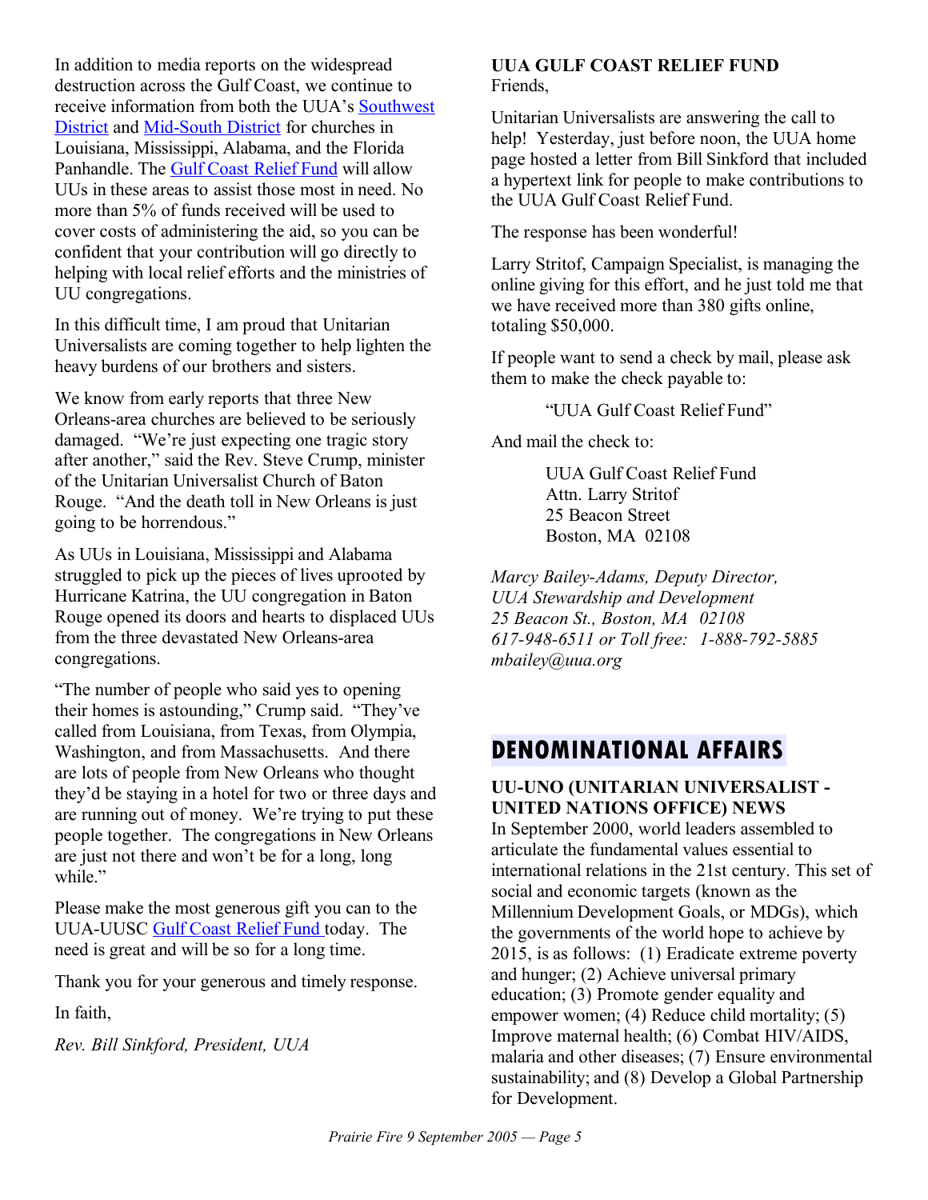In addition to media reports on the widespread destruction across the Gulf Coast, we continue to receive information from both the UUA's Southwest District and Mid-South District for churches in Louisiana, Mississippi, Alabama, and the Florida Panhandle. The Gulf Coast Relief Fund will allow UUs in these areas to assist those most in need. No more than 5% of funds received will be used to cover costs of administering the aid, so you can be confident that your contribution will go directly to helping with local relief efforts and the ministries of UU congregations.

In this difficult time, I am proud that Unitarian Universalists are coming together to help lighten the heavy burdens of our brothers and sisters.

We know from early reports that three New Orleans-area churches are believed to be seriously damaged. "We're just expecting one tragic story after another," said the Rev. Steve Crump, minister of the Unitarian Universalist Church of Baton Rouge. "And the death toll in New Orleans is just going to be horrendous."

As UUs in Louisiana, Mississippi and Alabama struggled to pick up the pieces of lives uprooted by Hurricane Katrina, the UU congregation in Baton Rouge opened its doors and hearts to displaced UUs from the three devastated New Orleans-area congregations.

"The number of people who said yes to opening their homes is astounding," Crump said. "They've called from Louisiana, from Texas, from Olympia, Washington, and from Massachusetts. And there are lots of people from New Orleans who thought they'd be staying in a hotel for two or three days and are running out of money. We're trying to put these people together. The congregations in New Orleans are just not there and won't be for a long, long while."

Please make the most generous gift you can to the UUA-UUSC Gulf Coast Relief Fund today. The need is great and will be so for a long time.

Thank you for your generous and timely response.

In faith,

*Rev. Bill Sinkford, President, UUA*

**UUA GULF COAST RELIEF FUND**

Friends,

Unitarian Universalists are answering the call to help! Yesterday, just before noon, the UUA home page hosted a letter from Bill Sinkford that included a hypertext link for people to make contributions to the UUA Gulf Coast Relief Fund.

The response has been wonderful!

Larry Stritof, Campaign Specialist, is managing the online giving for this effort, and he just told me that we have received more than 380 gifts online, totaling $50,000.

If people want to send a check by mail, please ask them to make the check payable to:

"UUA Gulf Coast Relief Fund"

And mail the check to:

UUA Gulf Coast Relief Fund
Attn. Larry Stritof
25 Beacon Street
Boston, MA 02108

*Marcy Bailey-Adams, Deputy Director,*
*UUA Stewardship and Development*
*25 Beacon St., Boston, MA 02108*
*617-948-6511 or Toll free: 1-888-792-5885*
*mbailey@uua.org*

## DENOMINATIONAL AFFAIRS

**UU-UNO (UNITARIAN UNIVERSALIST - UNITED NATIONS OFFICE) NEWS**

In September 2000, world leaders assembled to articulate the fundamental values essential to international relations in the 21st century. This set of social and economic targets (known as the Millennium Development Goals, or MDGs), which the governments of the world hope to achieve by 2015, is as follows: (1) Eradicate extreme poverty and hunger; (2) Achieve universal primary education; (3) Promote gender equality and empower women; (4) Reduce child mortality; (5) Improve maternal health; (6) Combat HIV/AIDS, malaria and other diseases; (7) Ensure environmental sustainability; and (8) Develop a Global Partnership for Development.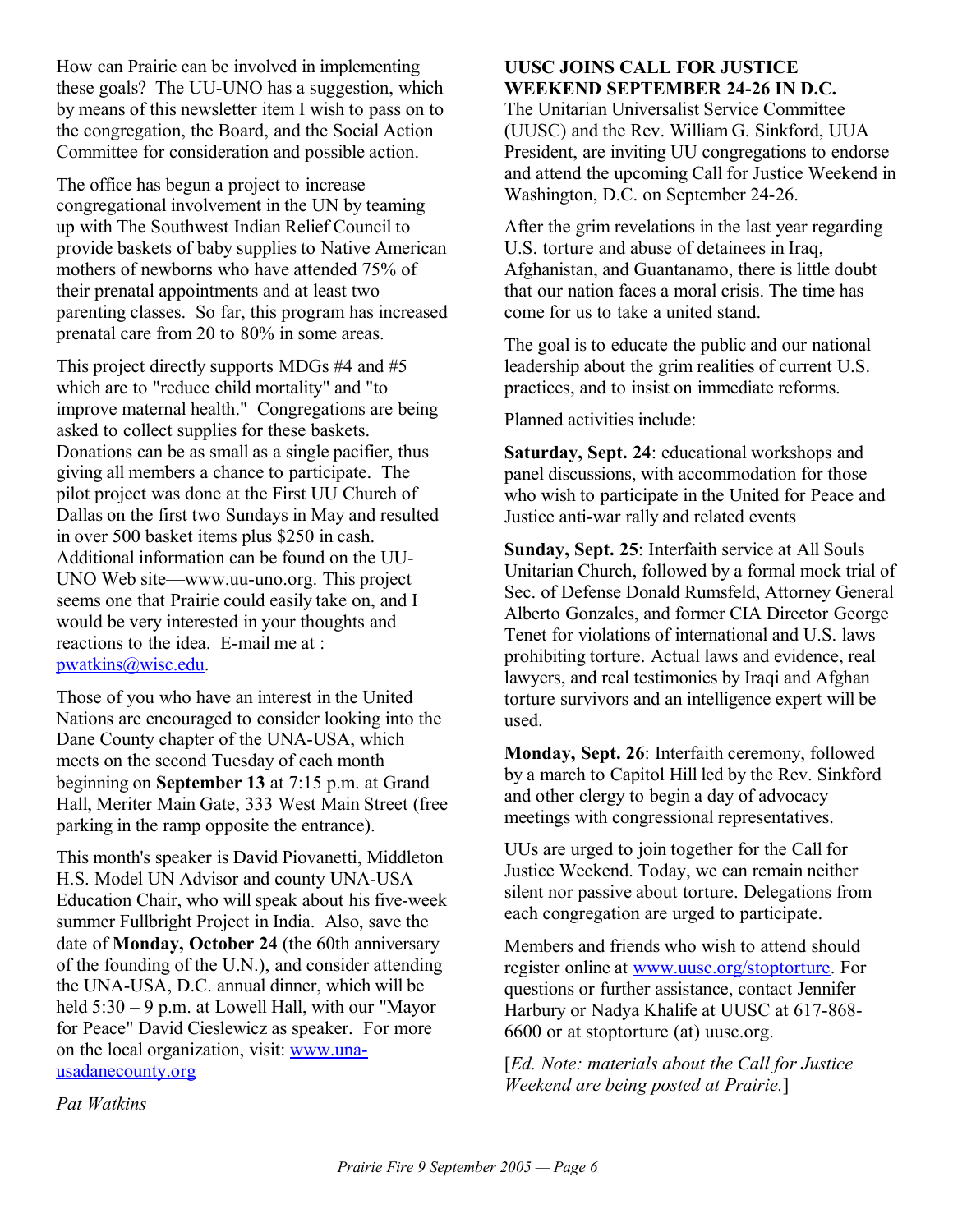How can Prairie can be involved in implementing these goals? The UU-UNO has a suggestion, which by means of this newsletter item I wish to pass on to the congregation, the Board, and the Social Action Committee for consideration and possible action.

The office has begun a project to increase congregational involvement in the UN by teaming up with The Southwest Indian Relief Council to provide baskets of baby supplies to Native American mothers of newborns who have attended 75% of their prenatal appointments and at least two parenting classes. So far, this program has increased prenatal care from 20 to 80% in some areas.

This project directly supports MDGs #4 and #5 which are to "reduce child mortality" and "to improve maternal health." Congregations are being asked to collect supplies for these baskets. Donations can be as small as a single pacifier, thus giving all members a chance to participate. The pilot project was done at the First UU Church of Dallas on the first two Sundays in May and resulted in over 500 basket items plus $250 in cash. Additional information can be found on the UU-UNO Web site—www.uu-uno.org. This project seems one that Prairie could easily take on, and I would be very interested in your thoughts and reactions to the idea. E-mail me at : pwatkins@wisc.edu.

Those of you who have an interest in the United Nations are encouraged to consider looking into the Dane County chapter of the UNA-USA, which meets on the second Tuesday of each month beginning on **September 13** at 7:15 p.m. at Grand Hall, Meriter Main Gate, 333 West Main Street (free parking in the ramp opposite the entrance).

This month's speaker is David Piovanetti, Middleton H.S. Model UN Advisor and county UNA-USA Education Chair, who will speak about his five-week summer Fullbright Project in India. Also, save the date of **Monday, October 24** (the 60th anniversary of the founding of the U.N.), and consider attending the UNA-USA, D.C. annual dinner, which will be held 5:30 – 9 p.m. at Lowell Hall, with our "Mayor for Peace" David Cieslewicz as speaker. For more on the local organization, visit: www.una-usadanecounty.org

*Pat Watkins*

**UUSC JOINS CALL FOR JUSTICE WEEKEND SEPTEMBER 24-26 IN D.C.**

The Unitarian Universalist Service Committee (UUSC) and the Rev. William G. Sinkford, UUA President, are inviting UU congregations to endorse and attend the upcoming Call for Justice Weekend in Washington, D.C. on September 24-26.

After the grim revelations in the last year regarding U.S. torture and abuse of detainees in Iraq, Afghanistan, and Guantanamo, there is little doubt that our nation faces a moral crisis. The time has come for us to take a united stand.

The goal is to educate the public and our national leadership about the grim realities of current U.S. practices, and to insist on immediate reforms.

Planned activities include:

**Saturday, Sept. 24**: educational workshops and panel discussions, with accommodation for those who wish to participate in the United for Peace and Justice anti-war rally and related events

**Sunday, Sept. 25**: Interfaith service at All Souls Unitarian Church, followed by a formal mock trial of Sec. of Defense Donald Rumsfeld, Attorney General Alberto Gonzales, and former CIA Director George Tenet for violations of international and U.S. laws prohibiting torture. Actual laws and evidence, real lawyers, and real testimonies by Iraqi and Afghan torture survivors and an intelligence expert will be used.

**Monday, Sept. 26**: Interfaith ceremony, followed by a march to Capitol Hill led by the Rev. Sinkford and other clergy to begin a day of advocacy meetings with congressional representatives.

UUs are urged to join together for the Call for Justice Weekend. Today, we can remain neither silent nor passive about torture. Delegations from each congregation are urged to participate.

Members and friends who wish to attend should register online at www.uusc.org/stoptorture. For questions or further assistance, contact Jennifer Harbury or Nadya Khalife at UUSC at 617-868-6600 or at stoptorture (at) uusc.org.

[*Ed. Note: materials about the Call for Justice Weekend are being posted at Prairie.*]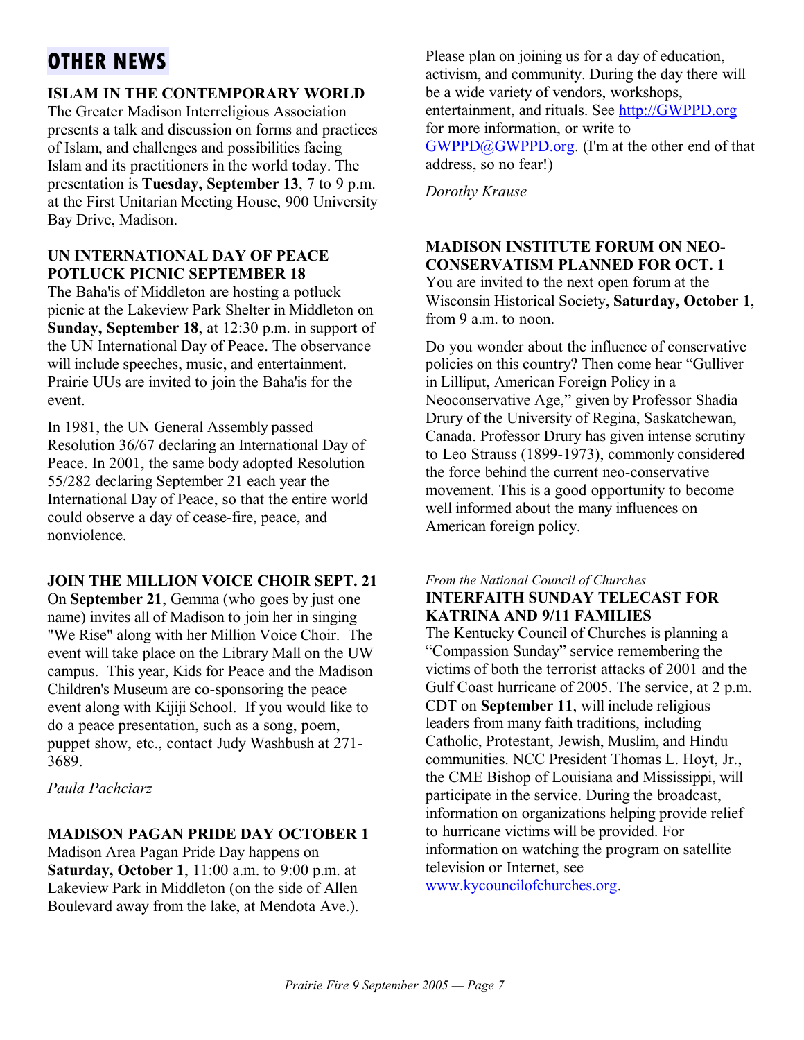# OTHER NEWS

### ISLAM IN THE CONTEMPORARY WORLD

The Greater Madison Interreligious Association presents a talk and discussion on forms and practices of Islam, and challenges and possibilities facing Islam and its practitioners in the world today. The presentation is **Tuesday, September 13**, 7 to 9 p.m. at the First Unitarian Meeting House, 900 University Bay Drive, Madison.

### UN INTERNATIONAL DAY OF PEACE POTLUCK PICNIC SEPTEMBER 18

The Baha'is of Middleton are hosting a potluck picnic at the Lakeview Park Shelter in Middleton on **Sunday, September 18**, at 12:30 p.m. in support of the UN International Day of Peace. The observance will include speeches, music, and entertainment. Prairie UUs are invited to join the Baha'is for the event.

In 1981, the UN General Assembly passed Resolution 36/67 declaring an International Day of Peace. In 2001, the same body adopted Resolution 55/282 declaring September 21 each year the International Day of Peace, so that the entire world could observe a day of cease-fire, peace, and nonviolence.

### JOIN THE MILLION VOICE CHOIR SEPT. 21

On **September 21**, Gemma (who goes by just one name) invites all of Madison to join her in singing "We Rise" along with her Million Voice Choir. The event will take place on the Library Mall on the UW campus. This year, Kids for Peace and the Madison Children's Museum are co-sponsoring the peace event along with Kijiji School. If you would like to do a peace presentation, such as a song, poem, puppet show, etc., contact Judy Washbush at 271-3689.

*Paula Pachciarz*

### MADISON PAGAN PRIDE DAY OCTOBER 1

Madison Area Pagan Pride Day happens on **Saturday, October 1**, 11:00 a.m. to 9:00 p.m. at Lakeview Park in Middleton (on the side of Allen Boulevard away from the lake, at Mendota Ave.).

Please plan on joining us for a day of education, activism, and community. During the day there will be a wide variety of vendors, workshops, entertainment, and rituals. See http://GWPPD.org for more information, or write to GWPPD@GWPPD.org. (I'm at the other end of that address, so no fear!)

*Dorothy Krause*

### MADISON INSTITUTE FORUM ON NEO-CONSERVATISM PLANNED FOR OCT. 1

You are invited to the next open forum at the Wisconsin Historical Society, **Saturday, October 1**, from 9 a.m. to noon.

Do you wonder about the influence of conservative policies on this country? Then come hear "Gulliver in Lilliput, American Foreign Policy in a Neoconservative Age," given by Professor Shadia Drury of the University of Regina, Saskatchewan, Canada. Professor Drury has given intense scrutiny to Leo Strauss (1899-1973), commonly considered the force behind the current neo-conservative movement. This is a good opportunity to become well informed about the many influences on American foreign policy.

*From the National Council of Churches*

### INTERFAITH SUNDAY TELECAST FOR KATRINA AND 9/11 FAMILIES

The Kentucky Council of Churches is planning a "Compassion Sunday" service remembering the victims of both the terrorist attacks of 2001 and the Gulf Coast hurricane of 2005. The service, at 2 p.m. CDT on **September 11**, will include religious leaders from many faith traditions, including Catholic, Protestant, Jewish, Muslim, and Hindu communities. NCC President Thomas L. Hoyt, Jr., the CME Bishop of Louisiana and Mississippi, will participate in the service. During the broadcast, information on organizations helping provide relief to hurricane victims will be provided. For information on watching the program on satellite television or Internet, see www.kycouncilofchurches.org.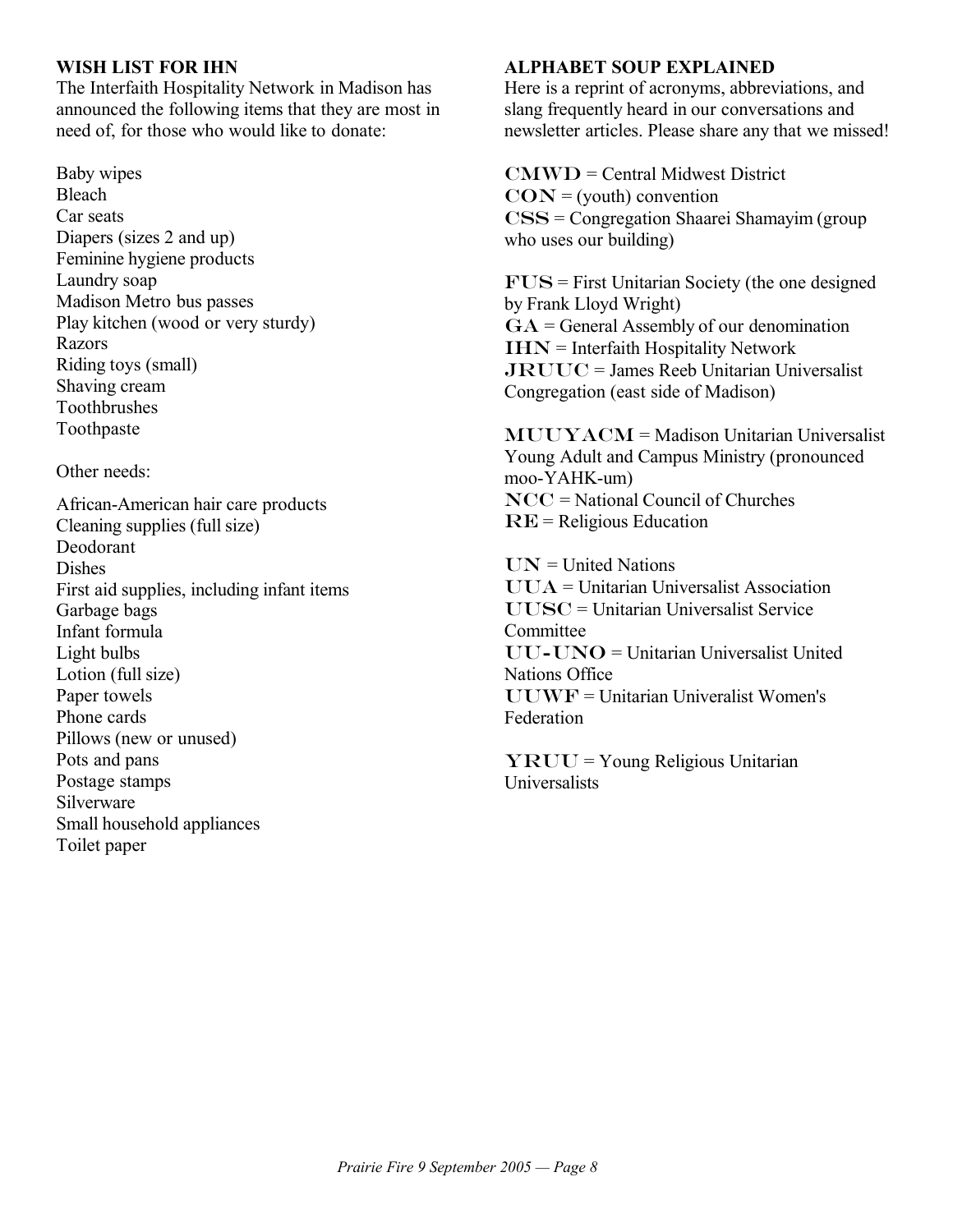**WISH LIST FOR IHN**

The Interfaith Hospitality Network in Madison has announced the following items that they are most in need of, for those who would like to donate:

Baby wipes
Bleach
Car seats
Diapers (sizes 2 and up)
Feminine hygiene products
Laundry soap
Madison Metro bus passes
Play kitchen (wood or very sturdy)
Razors
Riding toys (small)
Shaving cream
Toothbrushes
Toothpaste

Other needs:

African-American hair care products
Cleaning supplies (full size)
Deodorant
Dishes
First aid supplies, including infant items
Garbage bags
Infant formula
Light bulbs
Lotion (full size)
Paper towels
Phone cards
Pillows (new or unused)
Pots and pans
Postage stamps
Silverware
Small household appliances
Toilet paper

**ALPHABET SOUP EXPLAINED**

Here is a reprint of acronyms, abbreviations, and slang frequently heard in our conversations and newsletter articles. Please share any that we missed!

**CMWD** = Central Midwest District
**CON** = (youth) convention
**CSS** = Congregation Shaarei Shamayim (group who uses our building)

**FUS** = First Unitarian Society (the one designed by Frank Lloyd Wright)
**GA** = General Assembly of our denomination
**IHN** = Interfaith Hospitality Network
**JRUUC** = James Reeb Unitarian Universalist Congregation (east side of Madison)

**MUUYACM** = Madison Unitarian Universalist Young Adult and Campus Ministry (pronounced moo-YAHK-um)
**NCC** = National Council of Churches
**RE** = Religious Education

**UN** = United Nations
**UUA** = Unitarian Universalist Association
**UUSC** = Unitarian Universalist Service Committee
**UU-UNO** = Unitarian Universalist United Nations Office
**UUWF** = Unitarian Univeralist Women's Federation

**YRUU** = Young Religious Unitarian Universalists